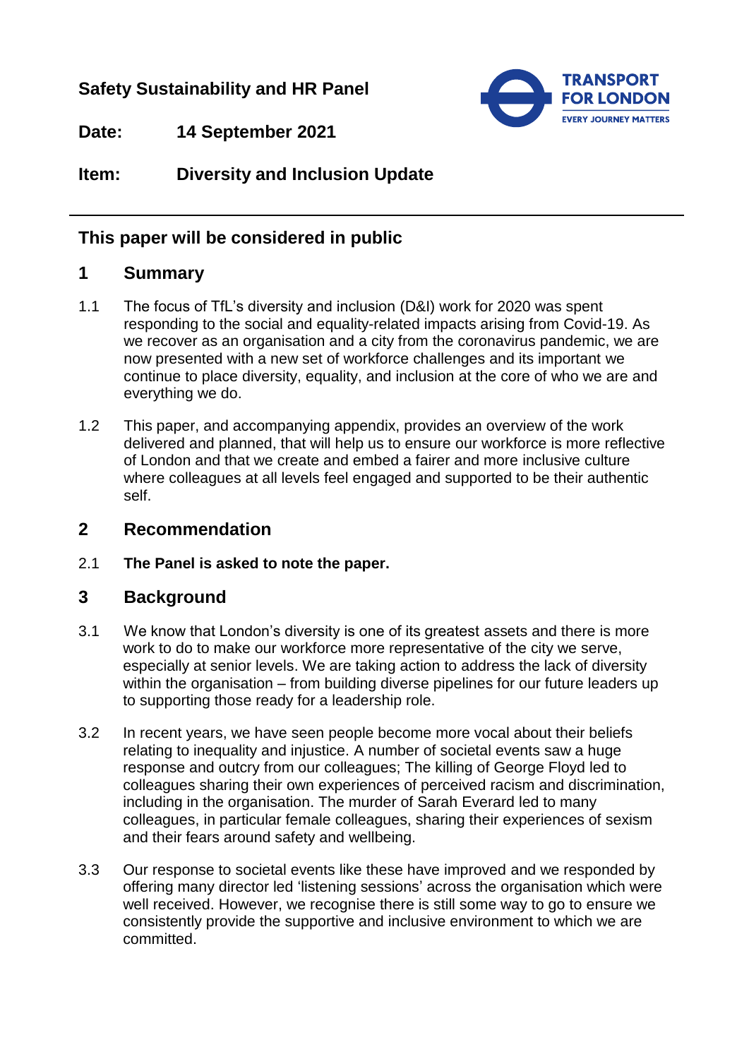**Safety Sustainability and HR Panel**

**Date:** **14 September 2021**

**Item:** **Diversity and Inclusion Update**

## This paper will be considered in public

## 1 Summary

1.1 The focus of TfL's diversity and inclusion (D&I) work for 2020 was spent responding to the social and equality-related impacts arising from Covid-19. As we recover as an organisation and a city from the coronavirus pandemic, we are now presented with a new set of workforce challenges and its important we continue to place diversity, equality, and inclusion at the core of who we are and everything we do.

1.2 This paper, and accompanying appendix, provides an overview of the work delivered and planned, that will help us to ensure our workforce is more reflective of London and that we create and embed a fairer and more inclusive culture where colleagues at all levels feel engaged and supported to be their authentic self.

## 2 Recommendation

2.1 **The Panel is asked to note the paper.**

## 3 Background

3.1 We know that London's diversity is one of its greatest assets and there is more work to do to make our workforce more representative of the city we serve, especially at senior levels. We are taking action to address the lack of diversity within the organisation – from building diverse pipelines for our future leaders up to supporting those ready for a leadership role.

3.2 In recent years, we have seen people become more vocal about their beliefs relating to inequality and injustice. A number of societal events saw a huge response and outcry from our colleagues; The killing of George Floyd led to colleagues sharing their own experiences of perceived racism and discrimination, including in the organisation. The murder of Sarah Everard led to many colleagues, in particular female colleagues, sharing their experiences of sexism and their fears around safety and wellbeing.

3.3 Our response to societal events like these have improved and we responded by offering many director led 'listening sessions' across the organisation which were well received. However, we recognise there is still some way to go to ensure we consistently provide the supportive and inclusive environment to which we are committed.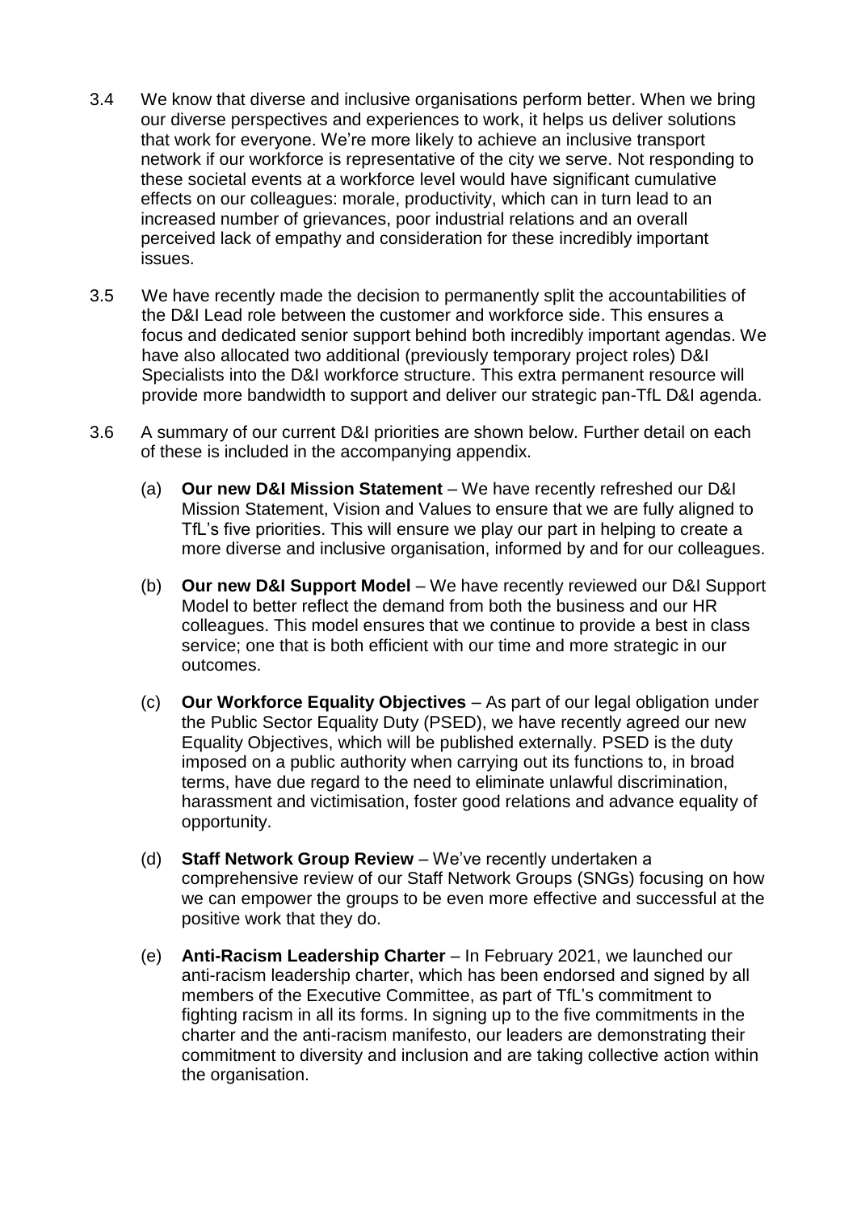3.4 We know that diverse and inclusive organisations perform better. When we bring our diverse perspectives and experiences to work, it helps us deliver solutions that work for everyone. We're more likely to achieve an inclusive transport network if our workforce is representative of the city we serve. Not responding to these societal events at a workforce level would have significant cumulative effects on our colleagues: morale, productivity, which can in turn lead to an increased number of grievances, poor industrial relations and an overall perceived lack of empathy and consideration for these incredibly important issues.

3.5 We have recently made the decision to permanently split the accountabilities of the D&I Lead role between the customer and workforce side. This ensures a focus and dedicated senior support behind both incredibly important agendas. We have also allocated two additional (previously temporary project roles) D&I Specialists into the D&I workforce structure. This extra permanent resource will provide more bandwidth to support and deliver our strategic pan-TfL D&I agenda.

3.6 A summary of our current D&I priorities are shown below. Further detail on each of these is included in the accompanying appendix.

(a) **Our new D&I Mission Statement** – We have recently refreshed our D&I Mission Statement, Vision and Values to ensure that we are fully aligned to TfL's five priorities. This will ensure we play our part in helping to create a more diverse and inclusive organisation, informed by and for our colleagues.

(b) **Our new D&I Support Model** – We have recently reviewed our D&I Support Model to better reflect the demand from both the business and our HR colleagues. This model ensures that we continue to provide a best in class service; one that is both efficient with our time and more strategic in our outcomes.

(c) **Our Workforce Equality Objectives** – As part of our legal obligation under the Public Sector Equality Duty (PSED), we have recently agreed our new Equality Objectives, which will be published externally. PSED is the duty imposed on a public authority when carrying out its functions to, in broad terms, have due regard to the need to eliminate unlawful discrimination, harassment and victimisation, foster good relations and advance equality of opportunity.

(d) **Staff Network Group Review** – We've recently undertaken a comprehensive review of our Staff Network Groups (SNGs) focusing on how we can empower the groups to be even more effective and successful at the positive work that they do.

(e) **Anti-Racism Leadership Charter** – In February 2021, we launched our anti-racism leadership charter, which has been endorsed and signed by all members of the Executive Committee, as part of TfL's commitment to fighting racism in all its forms. In signing up to the five commitments in the charter and the anti-racism manifesto, our leaders are demonstrating their commitment to diversity and inclusion and are taking collective action within the organisation.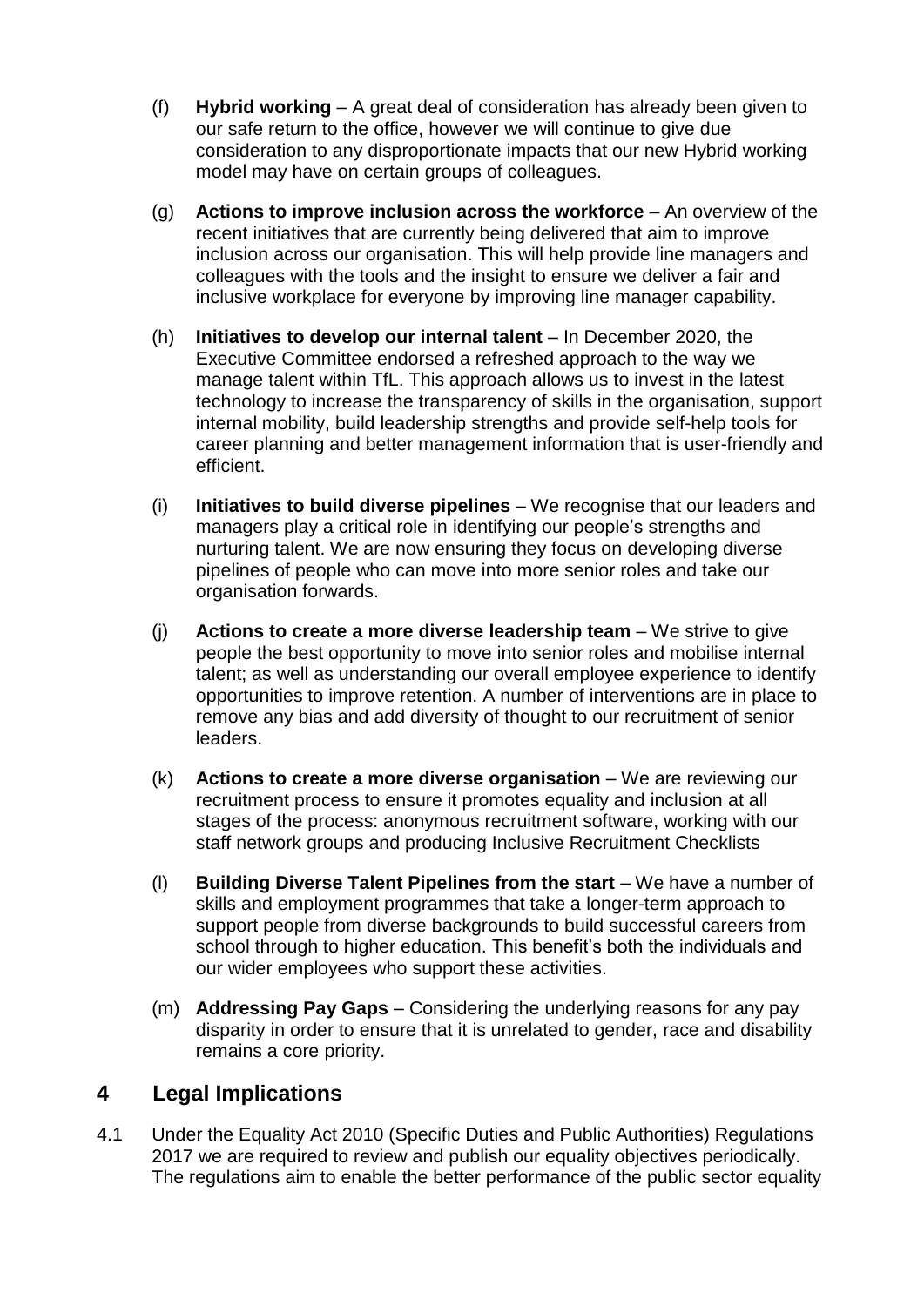(f) **Hybrid working** – A great deal of consideration has already been given to our safe return to the office, however we will continue to give due consideration to any disproportionate impacts that our new Hybrid working model may have on certain groups of colleagues.

(g) **Actions to improve inclusion across the workforce** – An overview of the recent initiatives that are currently being delivered that aim to improve inclusion across our organisation. This will help provide line managers and colleagues with the tools and the insight to ensure we deliver a fair and inclusive workplace for everyone by improving line manager capability.

(h) **Initiatives to develop our internal talent** – In December 2020, the Executive Committee endorsed a refreshed approach to the way we manage talent within TfL. This approach allows us to invest in the latest technology to increase the transparency of skills in the organisation, support internal mobility, build leadership strengths and provide self-help tools for career planning and better management information that is user-friendly and efficient.

(i) **Initiatives to build diverse pipelines** – We recognise that our leaders and managers play a critical role in identifying our people's strengths and nurturing talent. We are now ensuring they focus on developing diverse pipelines of people who can move into more senior roles and take our organisation forwards.

(j) **Actions to create a more diverse leadership team** – We strive to give people the best opportunity to move into senior roles and mobilise internal talent; as well as understanding our overall employee experience to identify opportunities to improve retention. A number of interventions are in place to remove any bias and add diversity of thought to our recruitment of senior leaders.

(k) **Actions to create a more diverse organisation** – We are reviewing our recruitment process to ensure it promotes equality and inclusion at all stages of the process: anonymous recruitment software, working with our staff network groups and producing Inclusive Recruitment Checklists

(l) **Building Diverse Talent Pipelines from the start** – We have a number of skills and employment programmes that take a longer-term approach to support people from diverse backgrounds to build successful careers from school through to higher education. This benefit's both the individuals and our wider employees who support these activities.

(m) **Addressing Pay Gaps** – Considering the underlying reasons for any pay disparity in order to ensure that it is unrelated to gender, race and disability remains a core priority.

## 4 Legal Implications

4.1 Under the Equality Act 2010 (Specific Duties and Public Authorities) Regulations 2017 we are required to review and publish our equality objectives periodically. The regulations aim to enable the better performance of the public sector equality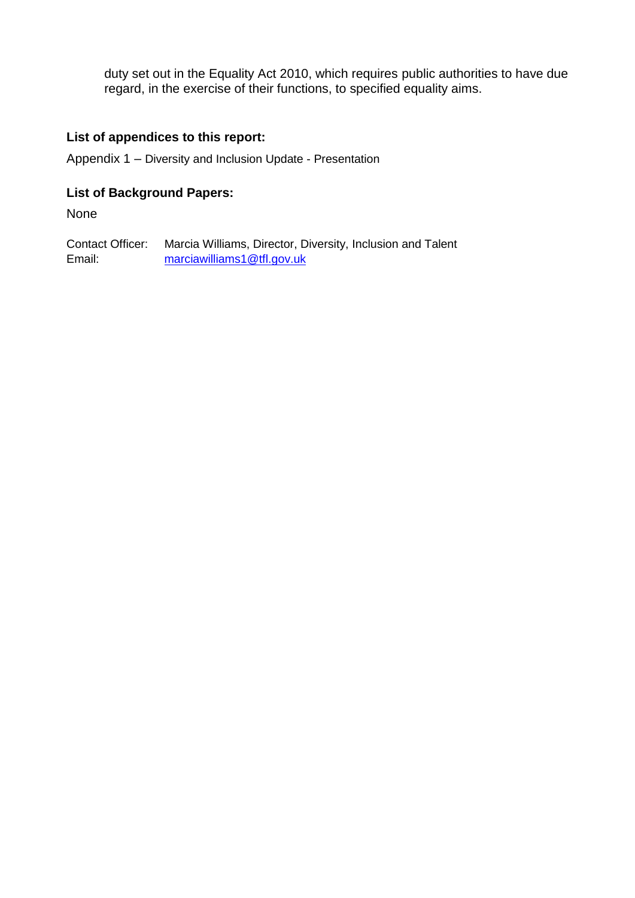duty set out in the Equality Act 2010, which requires public authorities to have due regard, in the exercise of their functions, to specified equality aims.

### List of appendices to this report:

Appendix 1 – Diversity and Inclusion Update - Presentation

### List of Background Papers:

None

Contact Officer: Marcia Williams, Director, Diversity, Inclusion and Talent
Email: marciawilliams1@tfl.gov.uk